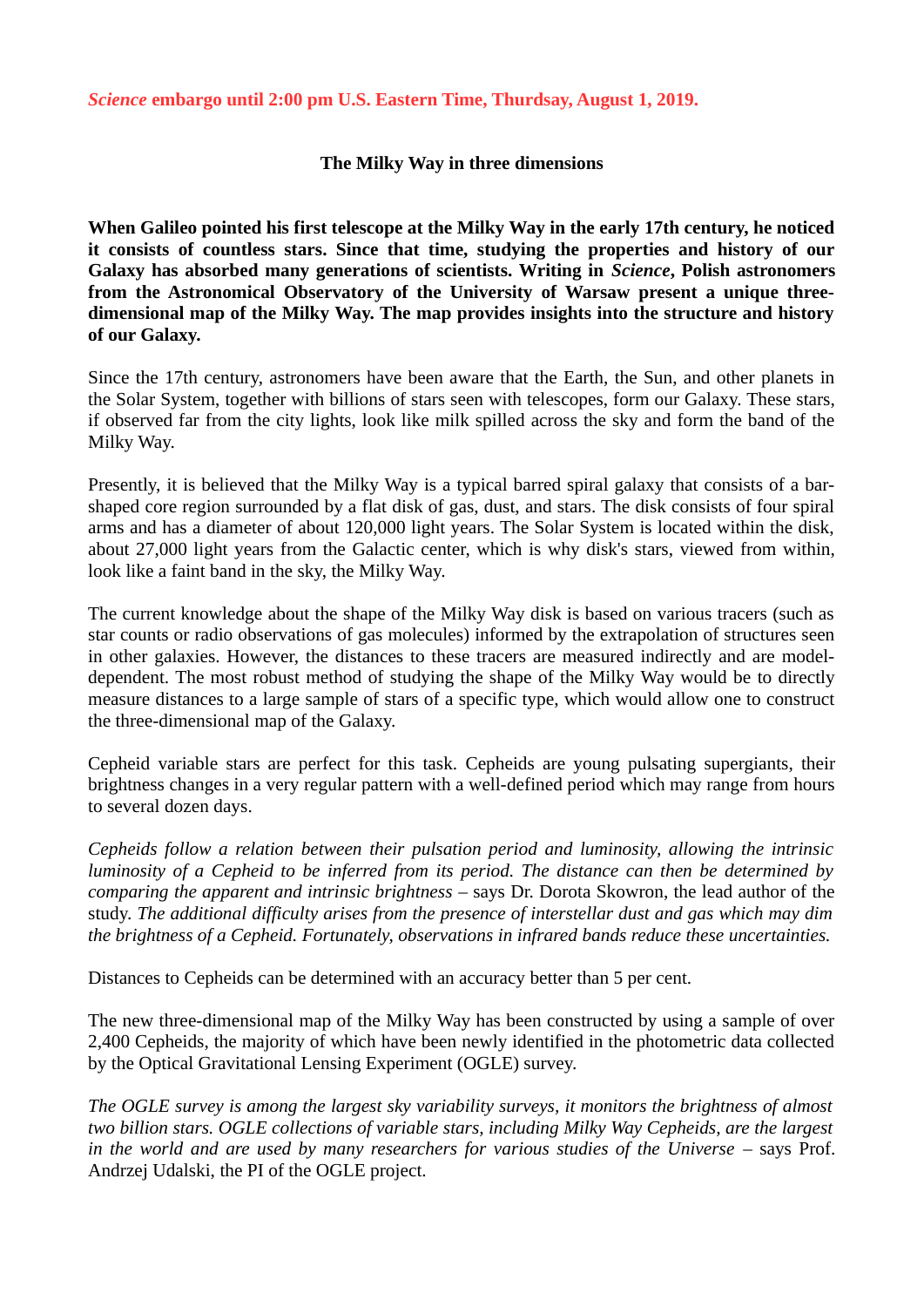*Science* embargo until 2:00 pm U.S. Eastern Time, Thurdsay, August 1, 2019.

# The Milky Way in three dimensions

**When Galileo pointed his first telescope at the Milky Way in the early 17th century, he noticed it consists of countless stars. Since that time, studying the properties and history of our Galaxy has absorbed many generations of scientists. Writing in *Science*, Polish astronomers from the Astronomical Observatory of the University of Warsaw present a unique three-dimensional map of the Milky Way. The map provides insights into the structure and history of our Galaxy.**

Since the 17th century, astronomers have been aware that the Earth, the Sun, and other planets in the Solar System, together with billions of stars seen with telescopes, form our Galaxy. These stars, if observed far from the city lights, look like milk spilled across the sky and form the band of the Milky Way.

Presently, it is believed that the Milky Way is a typical barred spiral galaxy that consists of a bar-shaped core region surrounded by a flat disk of gas, dust, and stars. The disk consists of four spiral arms and has a diameter of about 120,000 light years. The Solar System is located within the disk, about 27,000 light years from the Galactic center, which is why disk's stars, viewed from within, look like a faint band in the sky, the Milky Way.

The current knowledge about the shape of the Milky Way disk is based on various tracers (such as star counts or radio observations of gas molecules) informed by the extrapolation of structures seen in other galaxies. However, the distances to these tracers are measured indirectly and are model-dependent. The most robust method of studying the shape of the Milky Way would be to directly measure distances to a large sample of stars of a specific type, which would allow one to construct the three-dimensional map of the Galaxy.

Cepheid variable stars are perfect for this task. Cepheids are young pulsating supergiants, their brightness changes in a very regular pattern with a well-defined period which may range from hours to several dozen days.

*Cepheids follow a relation between their pulsation period and luminosity, allowing the intrinsic luminosity of a Cepheid to be inferred from its period. The distance can then be determined by comparing the apparent and intrinsic brightness* – says Dr. Dorota Skowron, the lead author of the study. *The additional difficulty arises from the presence of interstellar dust and gas which may dim the brightness of a Cepheid. Fortunately, observations in infrared bands reduce these uncertainties.*

Distances to Cepheids can be determined with an accuracy better than 5 per cent.

The new three-dimensional map of the Milky Way has been constructed by using a sample of over 2,400 Cepheids, the majority of which have been newly identified in the photometric data collected by the Optical Gravitational Lensing Experiment (OGLE) survey.

*The OGLE survey is among the largest sky variability surveys, it monitors the brightness of almost two billion stars. OGLE collections of variable stars, including Milky Way Cepheids, are the largest in the world and are used by many researchers for various studies of the Universe* – says Prof. Andrzej Udalski, the PI of the OGLE project.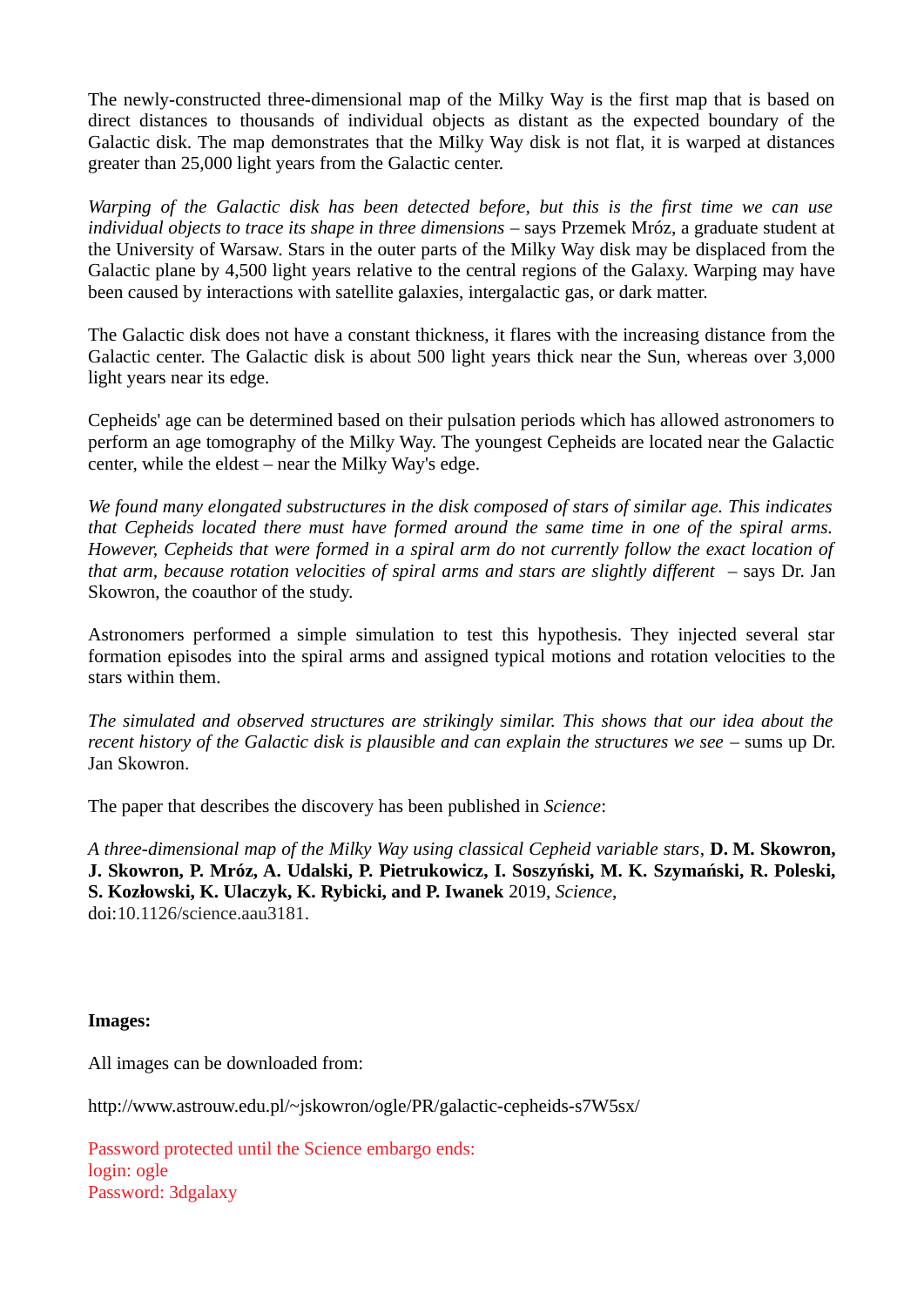The newly-constructed three-dimensional map of the Milky Way is the first map that is based on direct distances to thousands of individual objects as distant as the expected boundary of the Galactic disk. The map demonstrates that the Milky Way disk is not flat, it is warped at distances greater than 25,000 light years from the Galactic center.

*Warping of the Galactic disk has been detected before, but this is the first time we can use individual objects to trace its shape in three dimensions* – says Przemek Mróz, a graduate student at the University of Warsaw. Stars in the outer parts of the Milky Way disk may be displaced from the Galactic plane by 4,500 light years relative to the central regions of the Galaxy. Warping may have been caused by interactions with satellite galaxies, intergalactic gas, or dark matter.

The Galactic disk does not have a constant thickness, it flares with the increasing distance from the Galactic center. The Galactic disk is about 500 light years thick near the Sun, whereas over 3,000 light years near its edge.

Cepheids' age can be determined based on their pulsation periods which has allowed astronomers to perform an age tomography of the Milky Way. The youngest Cepheids are located near the Galactic center, while the eldest – near the Milky Way's edge.

*We found many elongated substructures in the disk composed of stars of similar age. This indicates that Cepheids located there must have formed around the same time in one of the spiral arms. However, Cepheids that were formed in a spiral arm do not currently follow the exact location of that arm, because rotation velocities of spiral arms and stars are slightly different* – says Dr. Jan Skowron, the coauthor of the study.

Astronomers performed a simple simulation to test this hypothesis. They injected several star formation episodes into the spiral arms and assigned typical motions and rotation velocities to the stars within them.

*The simulated and observed structures are strikingly similar. This shows that our idea about the recent history of the Galactic disk is plausible and can explain the structures we see* – sums up Dr. Jan Skowron.

The paper that describes the discovery has been published in *Science*:

*A three-dimensional map of the Milky Way using classical Cepheid variable stars*, **D. M. Skowron, J. Skowron, P. Mróz, A. Udalski, P. Pietrukowicz, I. Soszyński, M. K. Szymański, R. Poleski, S. Kozłowski, K. Ulaczyk, K. Rybicki, and P. Iwanek** 2019, *Science*, doi:10.1126/science.aau3181.

**Images:**

All images can be downloaded from:

http://www.astrouw.edu.pl/~jskowron/ogle/PR/galactic-cepheids-s7W5sx/

Password protected until the Science embargo ends:
login: ogle
Password: 3dgalaxy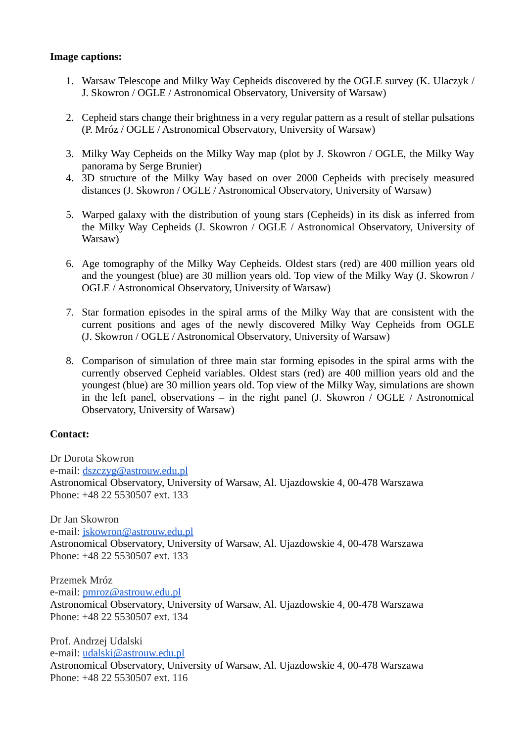**Image captions:**

1. Warsaw Telescope and Milky Way Cepheids discovered by the OGLE survey (K. Ulaczyk / J. Skowron / OGLE / Astronomical Observatory, University of Warsaw)

2. Cepheid stars change their brightness in a very regular pattern as a result of stellar pulsations (P. Mróz / OGLE / Astronomical Observatory, University of Warsaw)

3. Milky Way Cepheids on the Milky Way map (plot by J. Skowron / OGLE, the Milky Way panorama by Serge Brunier)
4. 3D structure of the Milky Way based on over 2000 Cepheids with precisely measured distances (J. Skowron / OGLE / Astronomical Observatory, University of Warsaw)

5. Warped galaxy with the distribution of young stars (Cepheids) in its disk as inferred from the Milky Way Cepheids (J. Skowron / OGLE / Astronomical Observatory, University of Warsaw)

6. Age tomography of the Milky Way Cepheids. Oldest stars (red) are 400 million years old and the youngest (blue) are 30 million years old. Top view of the Milky Way (J. Skowron / OGLE / Astronomical Observatory, University of Warsaw)

7. Star formation episodes in the spiral arms of the Milky Way that are consistent with the current positions and ages of the newly discovered Milky Way Cepheids from OGLE (J. Skowron / OGLE / Astronomical Observatory, University of Warsaw)

8. Comparison of simulation of three main star forming episodes in the spiral arms with the currently observed Cepheid variables. Oldest stars (red) are 400 million years old and the youngest (blue) are 30 million years old. Top view of the Milky Way, simulations are shown in the left panel, observations – in the right panel (J. Skowron / OGLE / Astronomical Observatory, University of Warsaw)

**Contact:**

Dr Dorota Skowron
e-mail: dszczyg@astrouw.edu.pl
Astronomical Observatory, University of Warsaw, Al. Ujazdowskie 4, 00-478 Warszawa
Phone: +48 22 5530507 ext. 133

Dr Jan Skowron
e-mail: jskowron@astrouw.edu.pl
Astronomical Observatory, University of Warsaw, Al. Ujazdowskie 4, 00-478 Warszawa
Phone: +48 22 5530507 ext. 133

Przemek Mróz
e-mail: pmroz@astrouw.edu.pl
Astronomical Observatory, University of Warsaw, Al. Ujazdowskie 4, 00-478 Warszawa
Phone: +48 22 5530507 ext. 134

Prof. Andrzej Udalski
e-mail: udalski@astrouw.edu.pl
Astronomical Observatory, University of Warsaw, Al. Ujazdowskie 4, 00-478 Warszawa
Phone: +48 22 5530507 ext. 116